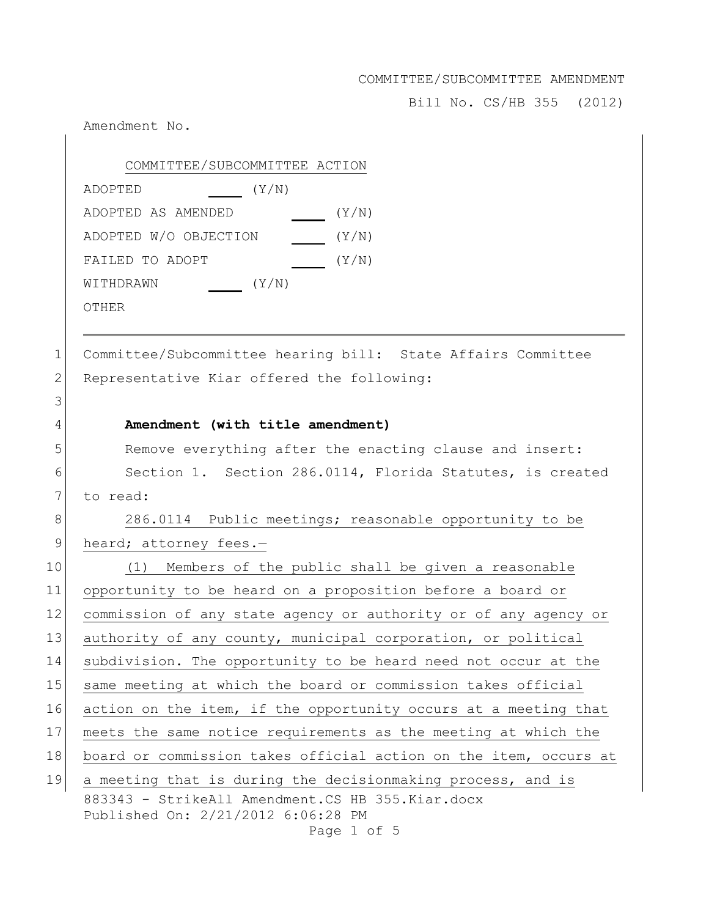COMMITTEE/SUBCOMMITTEE AMENDMENT

Bill No. CS/HB 355 (2012)

Amendment No.

COMMITTEE/SUBCOMMITTEE ACTION

ADOPTED ____ (Y/N)

ADOPTED AS AMENDED ____ (Y/N)

ADOPTED W/O OBJECTION ____ (Y/N)

FAILED TO ADOPT ____ (Y/N)

WITHDRAWN ____ (Y/N)

OTHER

---

1 Committee/Subcommittee hearing bill: State Affairs Committee
2 Representative Kiar offered the following:
3
4 **Amendment (with title amendment)**
5 Remove everything after the enacting clause and insert:
6 Section 1. Section 286.0114, Florida Statutes, is created
7 to read:
8 286.0114 Public meetings; reasonable opportunity to be
9 heard; attorney fees.—
10 (1) Members of the public shall be given a reasonable
11 opportunity to be heard on a proposition before a board or
12 commission of any state agency or authority or of any agency or
13 authority of any county, municipal corporation, or political
14 subdivision. The opportunity to be heard need not occur at the
15 same meeting at which the board or commission takes official
16 action on the item, if the opportunity occurs at a meeting that
17 meets the same notice requirements as the meeting at which the
18 board or commission takes official action on the item, occurs at
19 a meeting that is during the decisionmaking process, and is

883343 - StrikeAll Amendment.CS HB 355.Kiar.docx
Published On: 2/21/2012 6:06:28 PM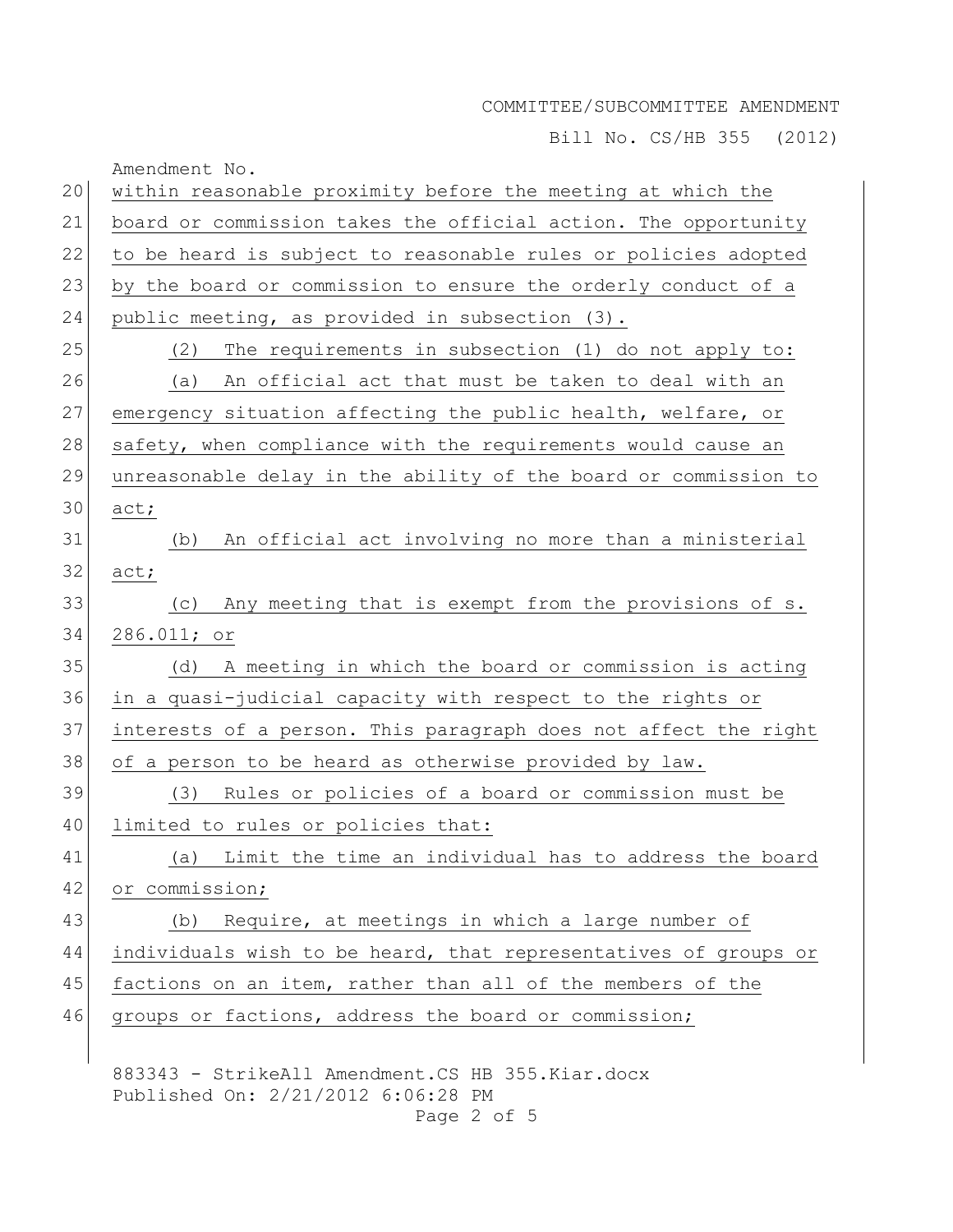within reasonable proximity before the meeting at which the board or commission takes the official action. The opportunity to be heard is subject to reasonable rules or policies adopted by the board or commission to ensure the orderly conduct of a public meeting, as provided in subsection (3).

(2) The requirements in subsection (1) do not apply to:

(a) An official act that must be taken to deal with an emergency situation affecting the public health, welfare, or safety, when compliance with the requirements would cause an unreasonable delay in the ability of the board or commission to act;

(b) An official act involving no more than a ministerial act;

(c) Any meeting that is exempt from the provisions of s. 286.011; or

(d) A meeting in which the board or commission is acting in a quasi-judicial capacity with respect to the rights or interests of a person. This paragraph does not affect the right of a person to be heard as otherwise provided by law.

(3) Rules or policies of a board or commission must be limited to rules or policies that:

(a) Limit the time an individual has to address the board or commission;

(b) Require, at meetings in which a large number of individuals wish to be heard, that representatives of groups or factions on an item, rather than all of the members of the groups or factions, address the board or commission;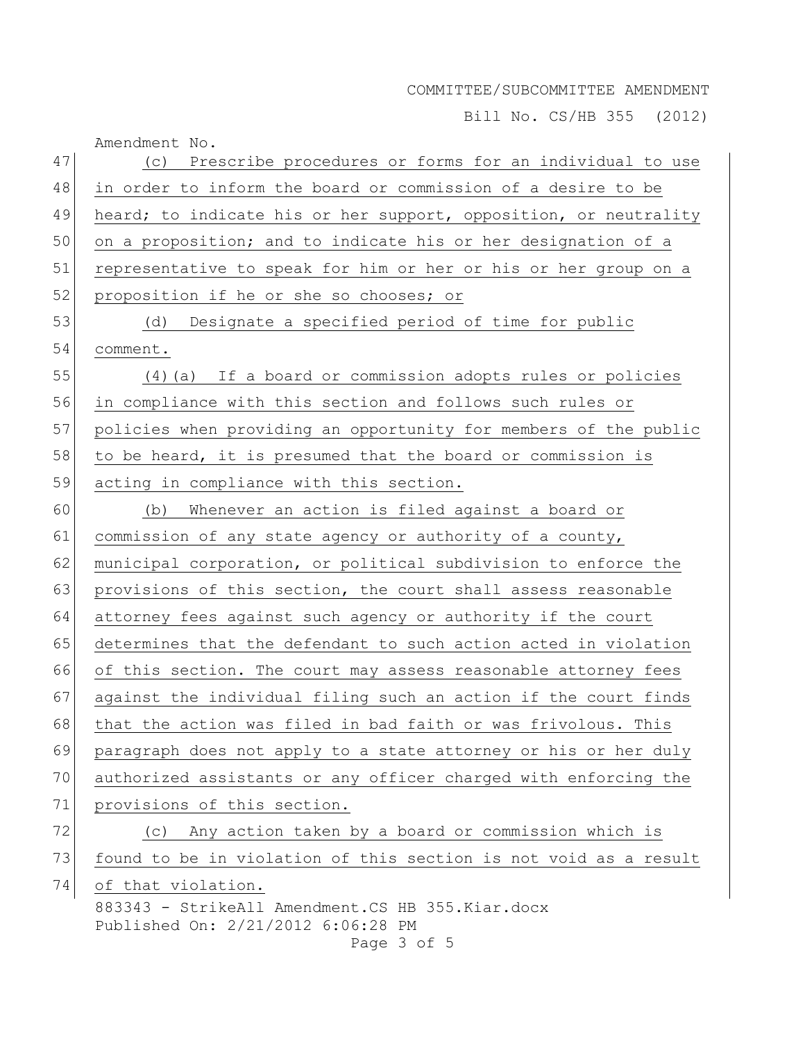(c) Prescribe procedures or forms for an individual to use in order to inform the board or commission of a desire to be heard; to indicate his or her support, opposition, or neutrality on a proposition; and to indicate his or her designation of a representative to speak for him or her or his or her group on a proposition if he or she so chooses; or

(d) Designate a specified period of time for public comment.

(4)(a) If a board or commission adopts rules or policies in compliance with this section and follows such rules or policies when providing an opportunity for members of the public to be heard, it is presumed that the board or commission is acting in compliance with this section.

(b) Whenever an action is filed against a board or commission of any state agency or authority of a county, municipal corporation, or political subdivision to enforce the provisions of this section, the court shall assess reasonable attorney fees against such agency or authority if the court determines that the defendant to such action acted in violation of this section. The court may assess reasonable attorney fees against the individual filing such an action if the court finds that the action was filed in bad faith or was frivolous. This paragraph does not apply to a state attorney or his or her duly authorized assistants or any officer charged with enforcing the provisions of this section.

(c) Any action taken by a board or commission which is found to be in violation of this section is not void as a result of that violation.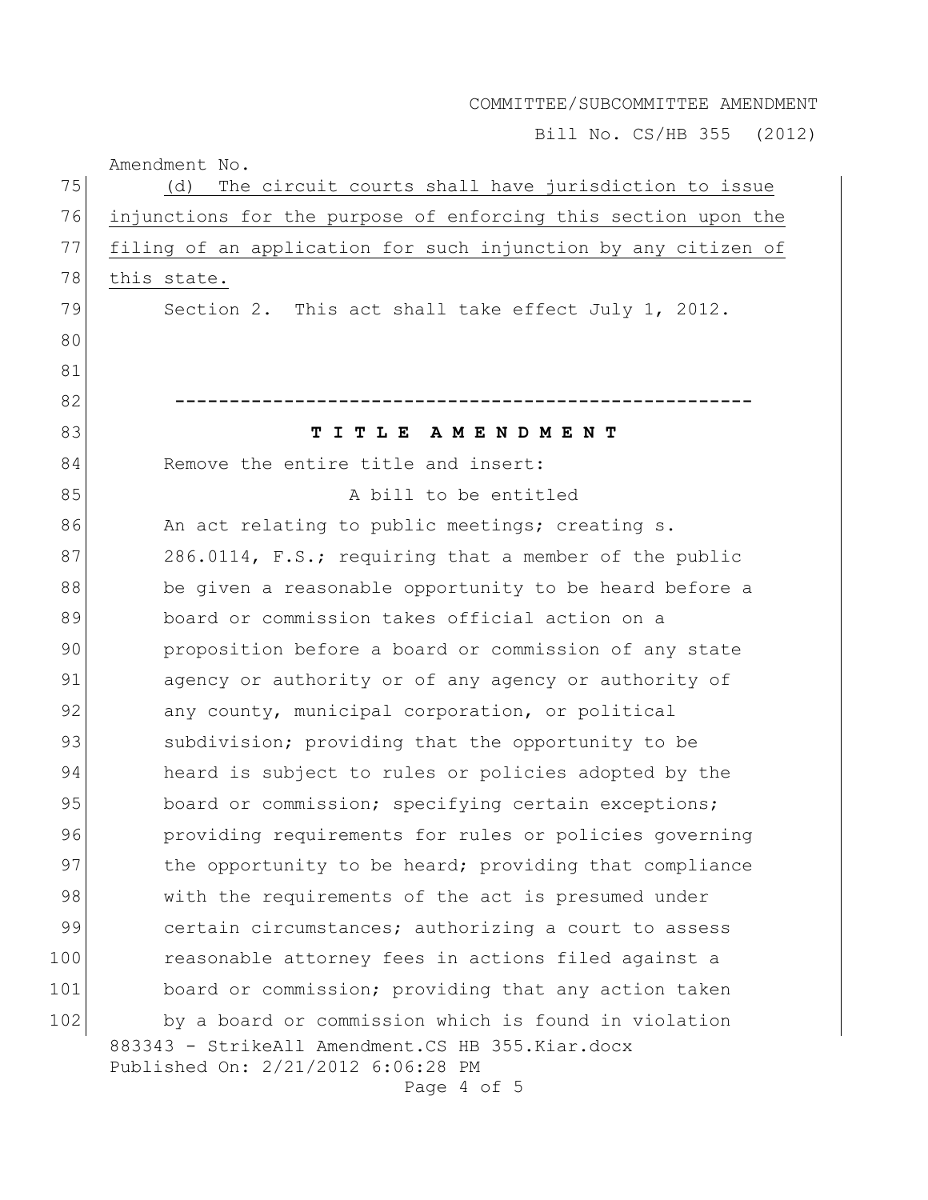Amendment No.

(d) The circuit courts shall have jurisdiction to issue injunctions for the purpose of enforcing this section upon the filing of an application for such injunction by any citizen of this state.

Section 2. This act shall take effect July 1, 2012.

-----------------------------------------------------

**T I T L E A M E N D M E N T**

Remove the entire title and insert:

A bill to be entitled

An act relating to public meetings; creating s. 286.0114, F.S.; requiring that a member of the public be given a reasonable opportunity to be heard before a board or commission takes official action on a proposition before a board or commission of any state agency or authority or of any agency or authority of any county, municipal corporation, or political subdivision; providing that the opportunity to be heard is subject to rules or policies adopted by the board or commission; specifying certain exceptions; providing requirements for rules or policies governing the opportunity to be heard; providing that compliance with the requirements of the act is presumed under certain circumstances; authorizing a court to assess reasonable attorney fees in actions filed against a board or commission; providing that any action taken by a board or commission which is found in violation

883343 - StrikeAll Amendment.CS HB 355.Kiar.docx
Published On: 2/21/2012 6:06:28 PM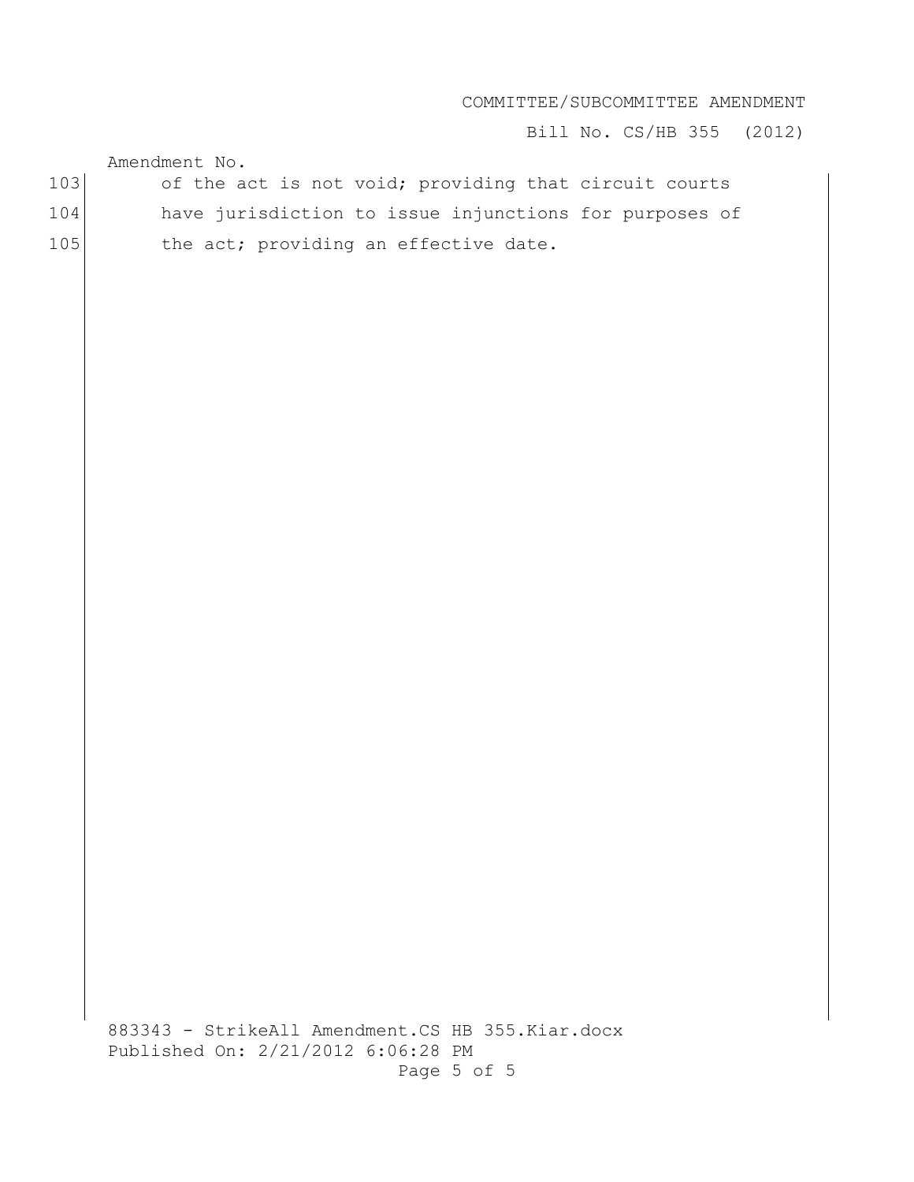103 of the act is not void; providing that circuit courts
104 have jurisdiction to issue injunctions for purposes of
105 the act; providing an effective date.